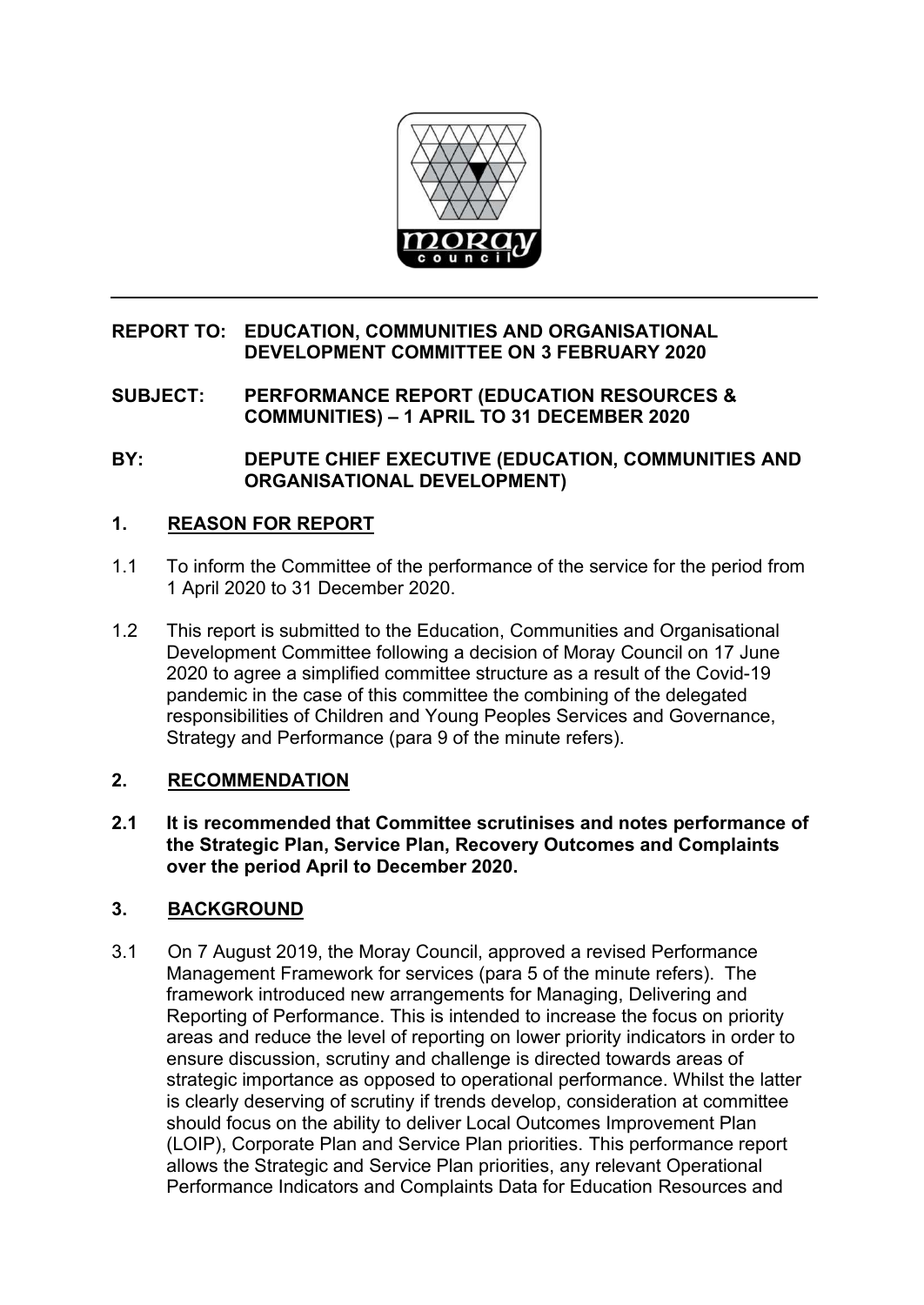**REPORT TO: EDUCATION, COMMUNITIES AND ORGANISATIONAL DEVELOPMENT COMMITTEE ON 3 FEBRUARY 2020**

**SUBJECT: PERFORMANCE REPORT (EDUCATION RESOURCES & COMMUNITIES) – 1 APRIL TO 31 DECEMBER 2020**

**BY: DEPUTE CHIEF EXECUTIVE (EDUCATION, COMMUNITIES AND ORGANISATIONAL DEVELOPMENT)**

## 1. REASON FOR REPORT

1.1 To inform the Committee of the performance of the service for the period from 1 April 2020 to 31 December 2020.

1.2 This report is submitted to the Education, Communities and Organisational Development Committee following a decision of Moray Council on 17 June 2020 to agree a simplified committee structure as a result of the Covid-19 pandemic in the case of this committee the combining of the delegated responsibilities of Children and Young Peoples Services and Governance, Strategy and Performance (para 9 of the minute refers).

## 2. RECOMMENDATION

**2.1 It is recommended that Committee scrutinises and notes performance of the Strategic Plan, Service Plan, Recovery Outcomes and Complaints over the period April to December 2020.**

## 3. BACKGROUND

3.1 On 7 August 2019, the Moray Council, approved a revised Performance Management Framework for services (para 5 of the minute refers). The framework introduced new arrangements for Managing, Delivering and Reporting of Performance. This is intended to increase the focus on priority areas and reduce the level of reporting on lower priority indicators in order to ensure discussion, scrutiny and challenge is directed towards areas of strategic importance as opposed to operational performance. Whilst the latter is clearly deserving of scrutiny if trends develop, consideration at committee should focus on the ability to deliver Local Outcomes Improvement Plan (LOIP), Corporate Plan and Service Plan priorities. This performance report allows the Strategic and Service Plan priorities, any relevant Operational Performance Indicators and Complaints Data for Education Resources and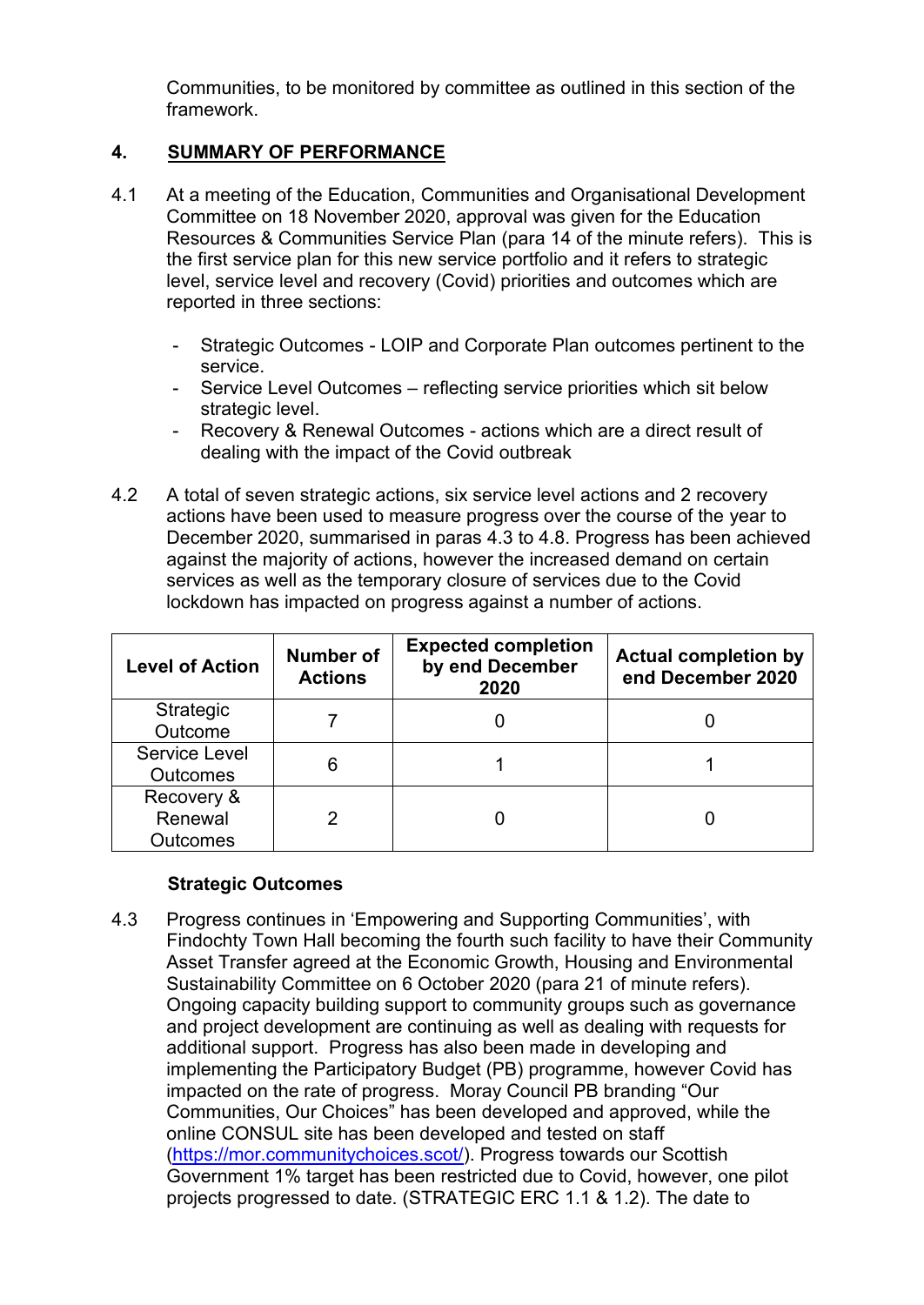Communities, to be monitored by committee as outlined in this section of the framework.

## 4. SUMMARY OF PERFORMANCE

4.1 At a meeting of the Education, Communities and Organisational Development Committee on 18 November 2020, approval was given for the Education Resources & Communities Service Plan (para 14 of the minute refers). This is the first service plan for this new service portfolio and it refers to strategic level, service level and recovery (Covid) priorities and outcomes which are reported in three sections:

- Strategic Outcomes - LOIP and Corporate Plan outcomes pertinent to the service.
- Service Level Outcomes – reflecting service priorities which sit below strategic level.
- Recovery & Renewal Outcomes - actions which are a direct result of dealing with the impact of the Covid outbreak

4.2 A total of seven strategic actions, six service level actions and 2 recovery actions have been used to measure progress over the course of the year to December 2020, summarised in paras 4.3 to 4.8. Progress has been achieved against the majority of actions, however the increased demand on certain services as well as the temporary closure of services due to the Covid lockdown has impacted on progress against a number of actions.

| Level of Action | Number of Actions | Expected completion by end December 2020 | Actual completion by end December 2020 |
|---|---|---|---|
| Strategic Outcome | 7 | 0 | 0 |
| Service Level Outcomes | 6 | 1 | 1 |
| Recovery & Renewal Outcomes | 2 | 0 | 0 |

**Strategic Outcomes**

4.3 Progress continues in ‘Empowering and Supporting Communities’, with Findochty Town Hall becoming the fourth such facility to have their Community Asset Transfer agreed at the Economic Growth, Housing and Environmental Sustainability Committee on 6 October 2020 (para 21 of minute refers). Ongoing capacity building support to community groups such as governance and project development are continuing as well as dealing with requests for additional support. Progress has also been made in developing and implementing the Participatory Budget (PB) programme, however Covid has impacted on the rate of progress. Moray Council PB branding “Our Communities, Our Choices” has been developed and approved, while the online CONSUL site has been developed and tested on staff (https://mor.communitychoices.scot/). Progress towards our Scottish Government 1% target has been restricted due to Covid, however, one pilot projects progressed to date. (STRATEGIC ERC 1.1 & 1.2). The date to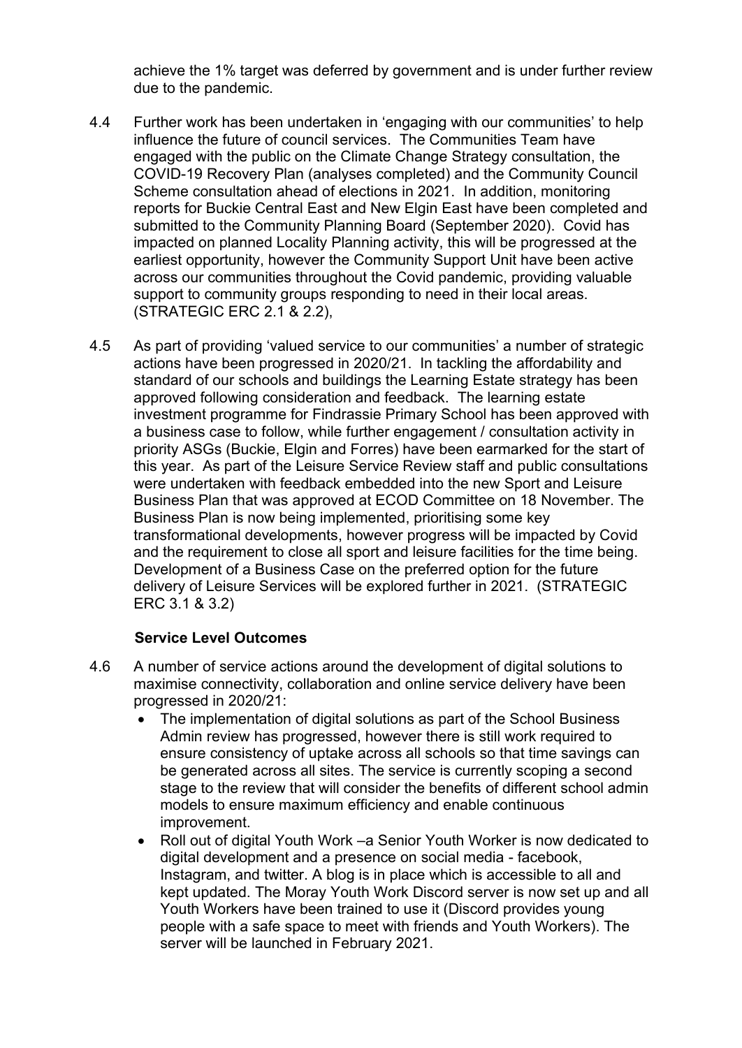achieve the 1% target was deferred by government and is under further review due to the pandemic.

4.4 Further work has been undertaken in 'engaging with our communities' to help influence the future of council services. The Communities Team have engaged with the public on the Climate Change Strategy consultation, the COVID-19 Recovery Plan (analyses completed) and the Community Council Scheme consultation ahead of elections in 2021. In addition, monitoring reports for Buckie Central East and New Elgin East have been completed and submitted to the Community Planning Board (September 2020). Covid has impacted on planned Locality Planning activity, this will be progressed at the earliest opportunity, however the Community Support Unit have been active across our communities throughout the Covid pandemic, providing valuable support to community groups responding to need in their local areas. (STRATEGIC ERC 2.1 & 2.2),

4.5 As part of providing 'valued service to our communities' a number of strategic actions have been progressed in 2020/21. In tackling the affordability and standard of our schools and buildings the Learning Estate strategy has been approved following consideration and feedback. The learning estate investment programme for Findrassie Primary School has been approved with a business case to follow, while further engagement / consultation activity in priority ASGs (Buckie, Elgin and Forres) have been earmarked for the start of this year. As part of the Leisure Service Review staff and public consultations were undertaken with feedback embedded into the new Sport and Leisure Business Plan that was approved at ECOD Committee on 18 November. The Business Plan is now being implemented, prioritising some key transformational developments, however progress will be impacted by Covid and the requirement to close all sport and leisure facilities for the time being. Development of a Business Case on the preferred option for the future delivery of Leisure Services will be explored further in 2021. (STRATEGIC ERC 3.1 & 3.2)

**Service Level Outcomes**

4.6 A number of service actions around the development of digital solutions to maximise connectivity, collaboration and online service delivery have been progressed in 2020/21:

- The implementation of digital solutions as part of the School Business Admin review has progressed, however there is still work required to ensure consistency of uptake across all schools so that time savings can be generated across all sites. The service is currently scoping a second stage to the review that will consider the benefits of different school admin models to ensure maximum efficiency and enable continuous improvement.
- Roll out of digital Youth Work –a Senior Youth Worker is now dedicated to digital development and a presence on social media - facebook, Instagram, and twitter. A blog is in place which is accessible to all and kept updated. The Moray Youth Work Discord server is now set up and all Youth Workers have been trained to use it (Discord provides young people with a safe space to meet with friends and Youth Workers). The server will be launched in February 2021.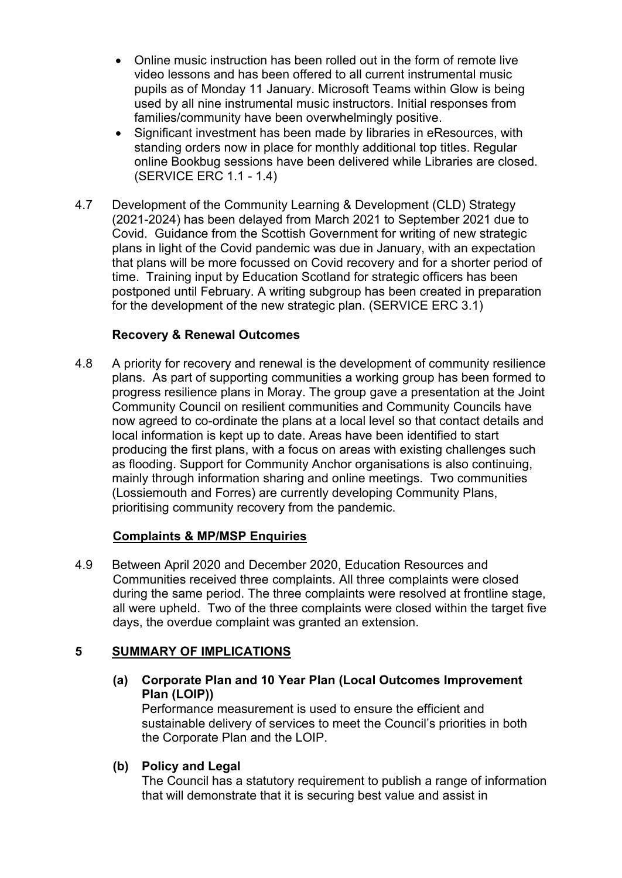- Online music instruction has been rolled out in the form of remote live video lessons and has been offered to all current instrumental music pupils as of Monday 11 January. Microsoft Teams within Glow is being used by all nine instrumental music instructors. Initial responses from families/community have been overwhelmingly positive.
- Significant investment has been made by libraries in eResources, with standing orders now in place for monthly additional top titles. Regular online Bookbug sessions have been delivered while Libraries are closed. (SERVICE ERC 1.1 - 1.4)

4.7 Development of the Community Learning & Development (CLD) Strategy (2021-2024) has been delayed from March 2021 to September 2021 due to Covid. Guidance from the Scottish Government for writing of new strategic plans in light of the Covid pandemic was due in January, with an expectation that plans will be more focussed on Covid recovery and for a shorter period of time. Training input by Education Scotland for strategic officers has been postponed until February. A writing subgroup has been created in preparation for the development of the new strategic plan. (SERVICE ERC 3.1)

**Recovery & Renewal Outcomes**

4.8 A priority for recovery and renewal is the development of community resilience plans. As part of supporting communities a working group has been formed to progress resilience plans in Moray. The group gave a presentation at the Joint Community Council on resilient communities and Community Councils have now agreed to co-ordinate the plans at a local level so that contact details and local information is kept up to date. Areas have been identified to start producing the first plans, with a focus on areas with existing challenges such as flooding. Support for Community Anchor organisations is also continuing, mainly through information sharing and online meetings. Two communities (Lossiemouth and Forres) are currently developing Community Plans, prioritising community recovery from the pandemic.

**Complaints & MP/MSP Enquiries**

4.9 Between April 2020 and December 2020, Education Resources and Communities received three complaints. All three complaints were closed during the same period. The three complaints were resolved at frontline stage, all were upheld. Two of the three complaints were closed within the target five days, the overdue complaint was granted an extension.

## 5 SUMMARY OF IMPLICATIONS

**(a) Corporate Plan and 10 Year Plan (Local Outcomes Improvement Plan (LOIP))**

Performance measurement is used to ensure the efficient and sustainable delivery of services to meet the Council's priorities in both the Corporate Plan and the LOIP.

**(b) Policy and Legal**

The Council has a statutory requirement to publish a range of information that will demonstrate that it is securing best value and assist in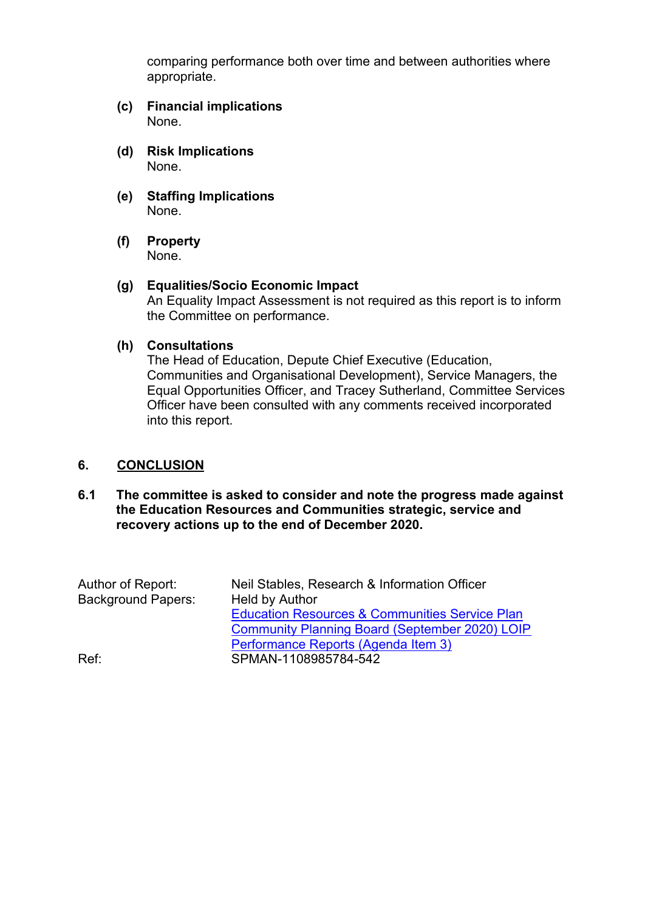comparing performance both over time and between authorities where appropriate.

**(c) Financial implications**
None.

**(d) Risk Implications**
None.

**(e) Staffing Implications**
None.

**(f) Property**
None.

**(g) Equalities/Socio Economic Impact**
An Equality Impact Assessment is not required as this report is to inform the Committee on performance.

**(h) Consultations**
The Head of Education, Depute Chief Executive (Education, Communities and Organisational Development), Service Managers, the Equal Opportunities Officer, and Tracey Sutherland, Committee Services Officer have been consulted with any comments received incorporated into this report.

## 6. CONCLUSION

**6.1 The committee is asked to consider and note the progress made against the Education Resources and Communities strategic, service and recovery actions up to the end of December 2020.**

| | |
|---|---|
| Author of Report: | Neil Stables, Research & Information Officer |
| Background Papers: | Held by Author<br>Education Resources & Communities Service Plan<br>Community Planning Board (September 2020) LOIP Performance Reports (Agenda Item 3) |
| Ref: | SPMAN-1108985784-542 |